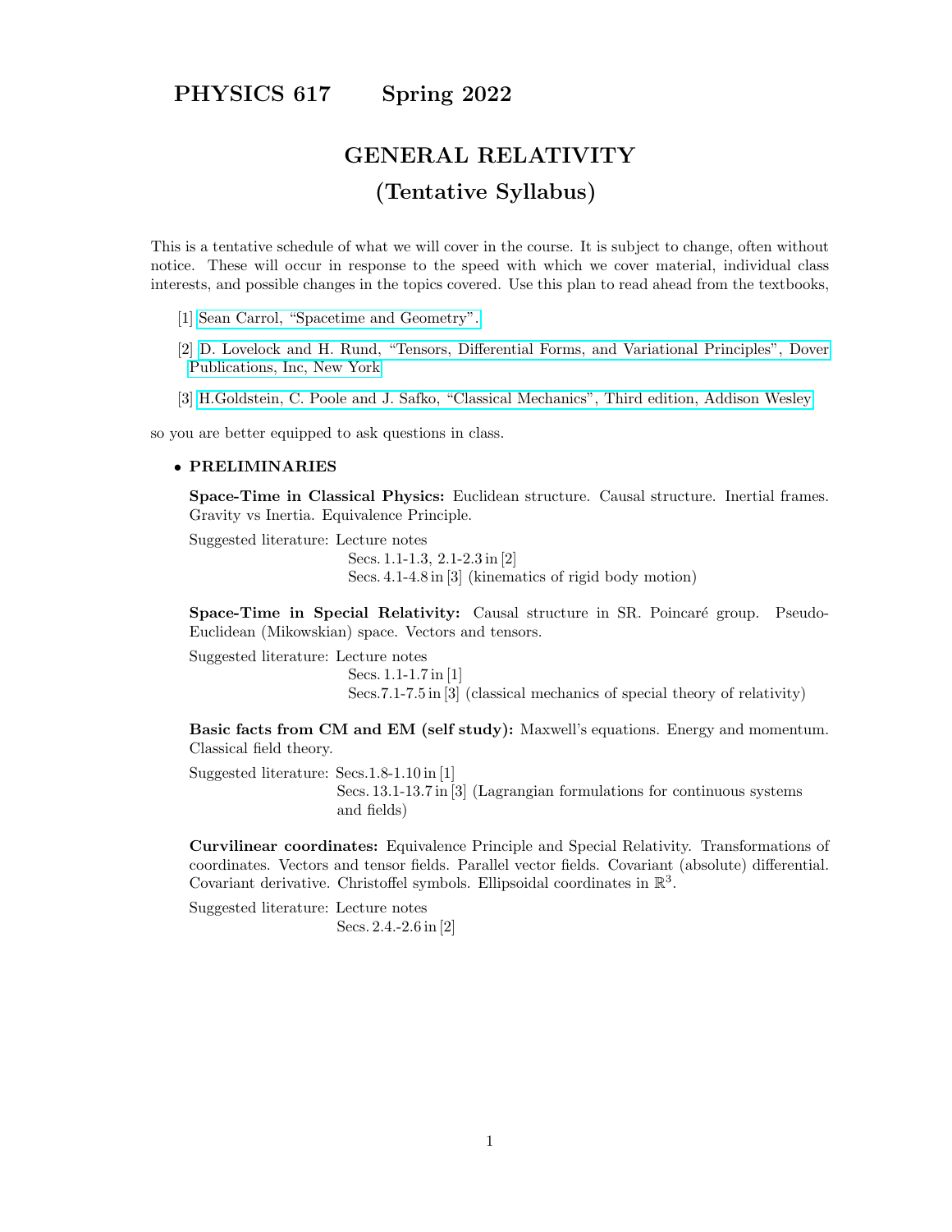# PHYSICS 617 Spring 2022

## GENERAL RELATIVITY

## (Tentative Syllabus)

This is a tentative schedule of what we will cover in the course. It is subject to change, often without notice. These will occur in response to the speed with which we cover material, individual class interests, and possible changes in the topics covered. Use this plan to read ahead from the textbooks,

[1] Sean Carrol, "Spacetime and Geometry".

[2] D. Lovelock and H. Rund, "Tensors, Differential Forms, and Variational Principles", Dover Publications, Inc, New York

[3] H.Goldstein, C. Poole and J. Safko, "Classical Mechanics", Third edition, Addison Wesley

so you are better equipped to ask questions in class.

- **PRELIMINARIES**

  **Space-Time in Classical Physics:** Euclidean structure. Causal structure. Inertial frames. Gravity vs Inertia. Equivalence Principle.

  Suggested literature: Lecture notes
  Secs. 1.1-1.3, 2.1-2.3 in [2]
  Secs. 4.1-4.8 in [3] (kinematics of rigid body motion)

  **Space-Time in Special Relativity:** Causal structure in SR. Poincaré group. Pseudo-Euclidean (Mikowskian) space. Vectors and tensors.

  Suggested literature: Lecture notes
  Secs. 1.1-1.7 in [1]
  Secs.7.1-7.5 in [3] (classical mechanics of special theory of relativity)

  **Basic facts from CM and EM (self study):** Maxwell's equations. Energy and momentum. Classical field theory.

  Suggested literature: Secs.1.8-1.10 in [1]
  Secs. 13.1-13.7 in [3] (Lagrangian formulations for continuous systems and fields)

  **Curvilinear coordinates:** Equivalence Principle and Special Relativity. Transformations of coordinates. Vectors and tensor fields. Parallel vector fields. Covariant (absolute) differential. Covariant derivative. Christoffel symbols. Ellipsoidal coordinates in $\mathbb{R}^3$.

  Suggested literature: Lecture notes
  Secs. 2.4.-2.6 in [2]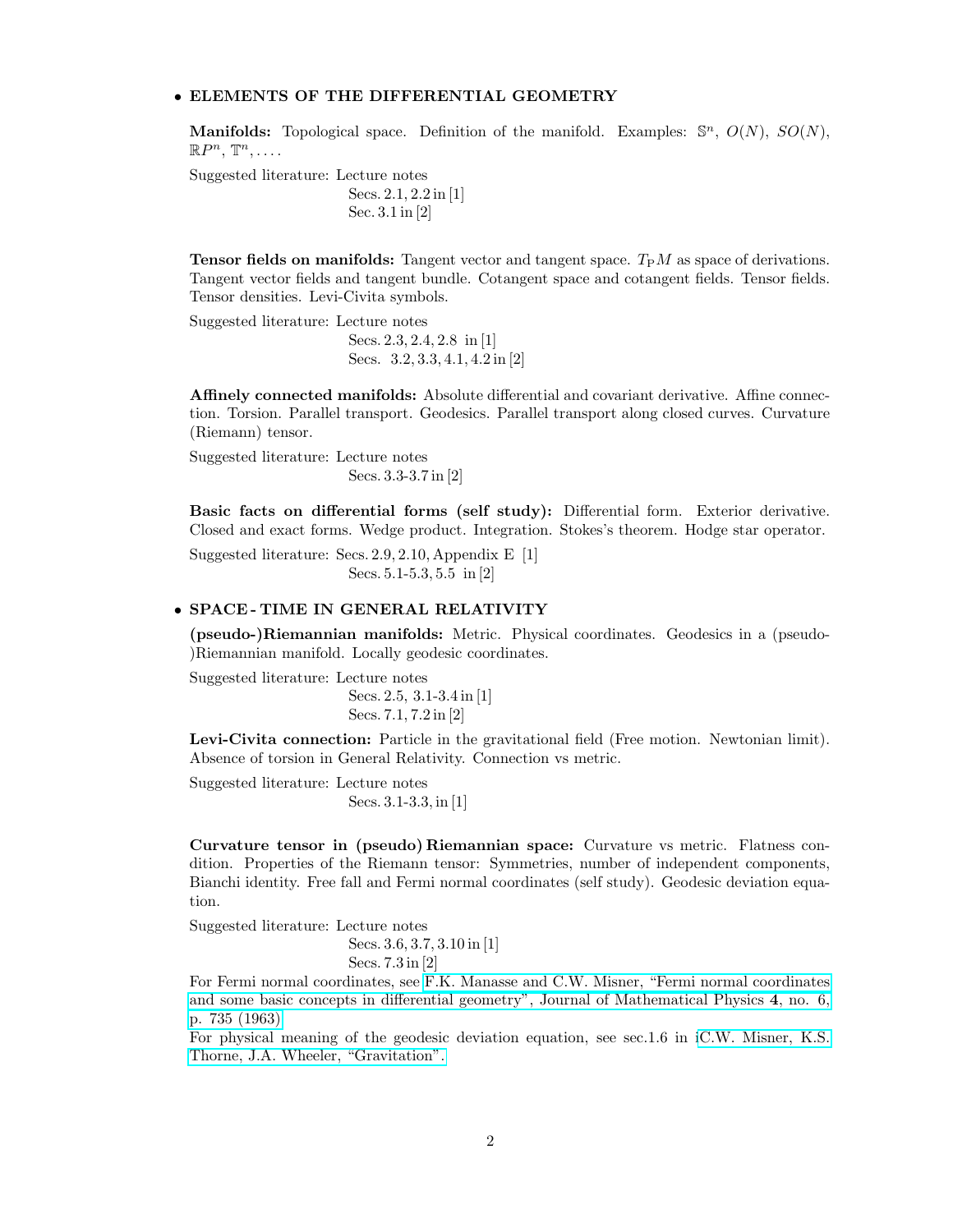- **ELEMENTS OF THE DIFFERENTIAL GEOMETRY**

  **Manifolds:** Topological space. Definition of the manifold. Examples: $\mathbb{S}^n$, $O(N)$, $SO(N)$, $\mathbb{R}P^n$, $\mathbb{T}^n, \ldots$.

  Suggested literature: Lecture notes
  Secs. 2.1, 2.2 in [1]
  Sec. 3.1 in [2]

  **Tensor fields on manifolds:** Tangent vector and tangent space. $T_{\mathrm{P}}M$ as space of derivations. Tangent vector fields and tangent bundle. Cotangent space and cotangent fields. Tensor fields. Tensor densities. Levi-Civita symbols.

  Suggested literature: Lecture notes
  Secs. 2.3, 2.4, 2.8 in [1]
  Secs. 3.2, 3.3, 4.1, 4.2 in [2]

  **Affinely connected manifolds:** Absolute differential and covariant derivative. Affine connection. Torsion. Parallel transport. Geodesics. Parallel transport along closed curves. Curvature (Riemann) tensor.

  Suggested literature: Lecture notes
  Secs. 3.3-3.7 in [2]

  **Basic facts on differential forms (self study):** Differential form. Exterior derivative. Closed and exact forms. Wedge product. Integration. Stokes's theorem. Hodge star operator.

  Suggested literature: Secs. 2.9, 2.10, Appendix E [1]
  Secs. 5.1-5.3, 5.5 in [2]

- **SPACE - TIME IN GENERAL RELATIVITY**

  **(pseudo-)Riemannian manifolds:** Metric. Physical coordinates. Geodesics in a (pseudo-)Riemannian manifold. Locally geodesic coordinates.

  Suggested literature: Lecture notes
  Secs. 2.5, 3.1-3.4 in [1]
  Secs. 7.1, 7.2 in [2]

  **Levi-Civita connection:** Particle in the gravitational field (Free motion. Newtonian limit). Absence of torsion in General Relativity. Connection vs metric.

  Suggested literature: Lecture notes
  Secs. 3.1-3.3, in [1]

  **Curvature tensor in (pseudo) Riemannian space:** Curvature vs metric. Flatness condition. Properties of the Riemann tensor: Symmetries, number of independent components, Bianchi identity. Free fall and Fermi normal coordinates (self study). Geodesic deviation equation.

  Suggested literature: Lecture notes
  Secs. 3.6, 3.7, 3.10 in [1]
  Secs. 7.3 in [2]

  For Fermi normal coordinates, see F.K. Manasse and C.W. Misner, "Fermi normal coordinates and some basic concepts in differential geometry", Journal of Mathematical Physics **4**, no. 6, p. 735 (1963)

  For physical meaning of the geodesic deviation equation, see sec.1.6 in iC.W. Misner, K.S. Thorne, J.A. Wheeler, "Gravitation".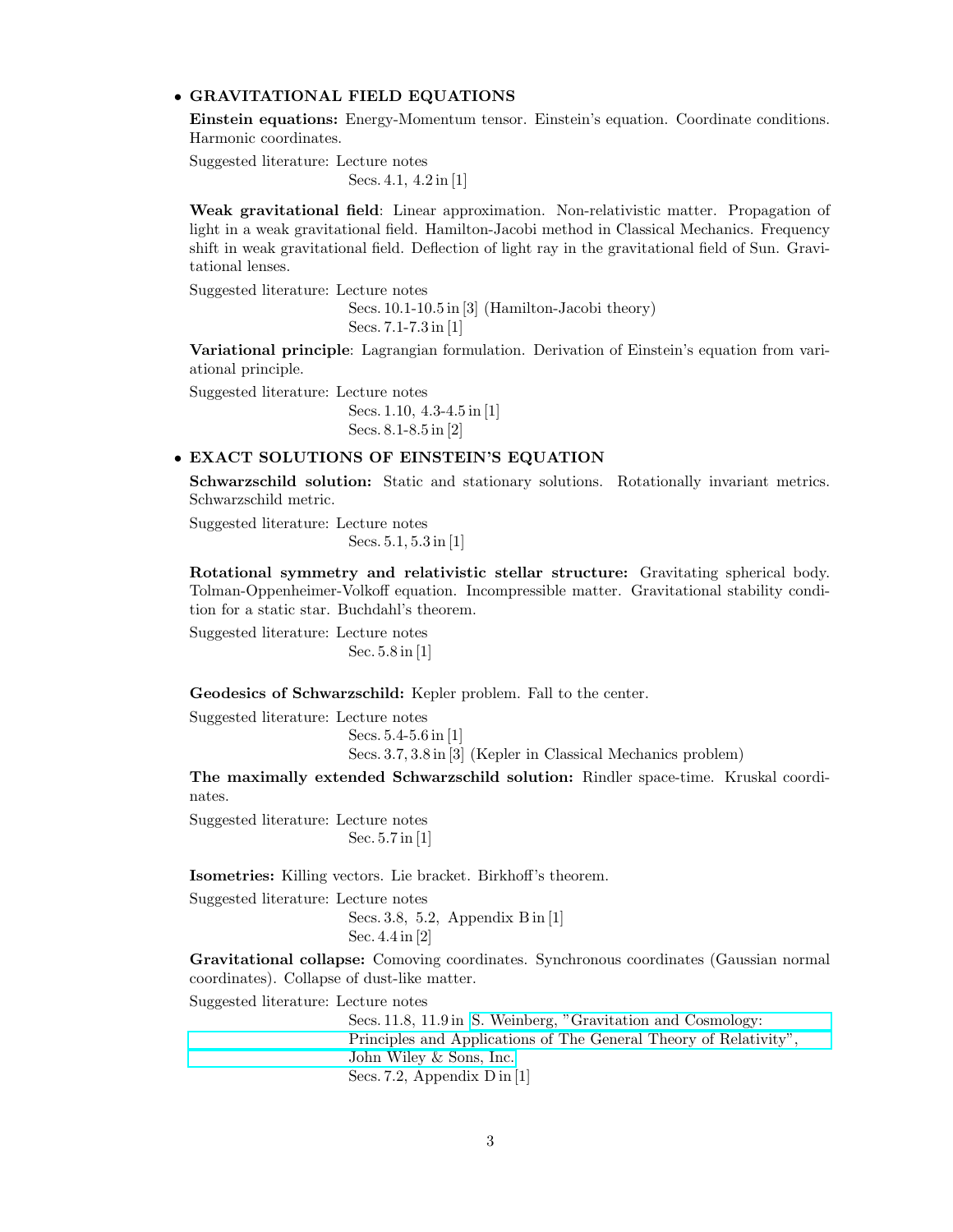- **GRAVITATIONAL FIELD EQUATIONS**

  **Einstein equations:** Energy-Momentum tensor. Einstein's equation. Coordinate conditions. Harmonic coordinates.

  Suggested literature: Lecture notes
  Secs. 4.1, 4.2 in [1]

  **Weak gravitational field**: Linear approximation. Non-relativistic matter. Propagation of light in a weak gravitational field. Hamilton-Jacobi method in Classical Mechanics. Frequency shift in weak gravitational field. Deflection of light ray in the gravitational field of Sun. Gravitational lenses.

  Suggested literature: Lecture notes
  Secs. 10.1-10.5 in [3] (Hamilton-Jacobi theory)
  Secs. 7.1-7.3 in [1]

  **Variational principle**: Lagrangian formulation. Derivation of Einstein's equation from variational principle.

  Suggested literature: Lecture notes
  Secs. 1.10, 4.3-4.5 in [1]
  Secs. 8.1-8.5 in [2]

- **EXACT SOLUTIONS OF EINSTEIN'S EQUATION**

  **Schwarzschild solution:** Static and stationary solutions. Rotationally invariant metrics. Schwarzschild metric.

  Suggested literature: Lecture notes
  Secs. 5.1, 5.3 in [1]

  **Rotational symmetry and relativistic stellar structure:** Gravitating spherical body. Tolman-Oppenheimer-Volkoff equation. Incompressible matter. Gravitational stability condition for a static star. Buchdahl's theorem.

  Suggested literature: Lecture notes
  Sec. 5.8 in [1]

  **Geodesics of Schwarzschild:** Kepler problem. Fall to the center.

  Suggested literature: Lecture notes
  Secs. 5.4-5.6 in [1]
  Secs. 3.7, 3.8 in [3] (Kepler in Classical Mechanics problem)

  **The maximally extended Schwarzschild solution:** Rindler space-time. Kruskal coordinates.

  Suggested literature: Lecture notes
  Sec. 5.7 in [1]

  **Isometries:** Killing vectors. Lie bracket. Birkhoff's theorem.

  Suggested literature: Lecture notes
  Secs. 3.8, 5.2, Appendix B in [1]
  Sec. 4.4 in [2]

  **Gravitational collapse:** Comoving coordinates. Synchronous coordinates (Gaussian normal coordinates). Collapse of dust-like matter.

  Suggested literature: Lecture notes
  Secs. 11.8, 11.9 in S. Weinberg, "Gravitation and Cosmology: Principles and Applications of The General Theory of Relativity", John Wiley & Sons, Inc.
  Secs. 7.2, Appendix D in [1]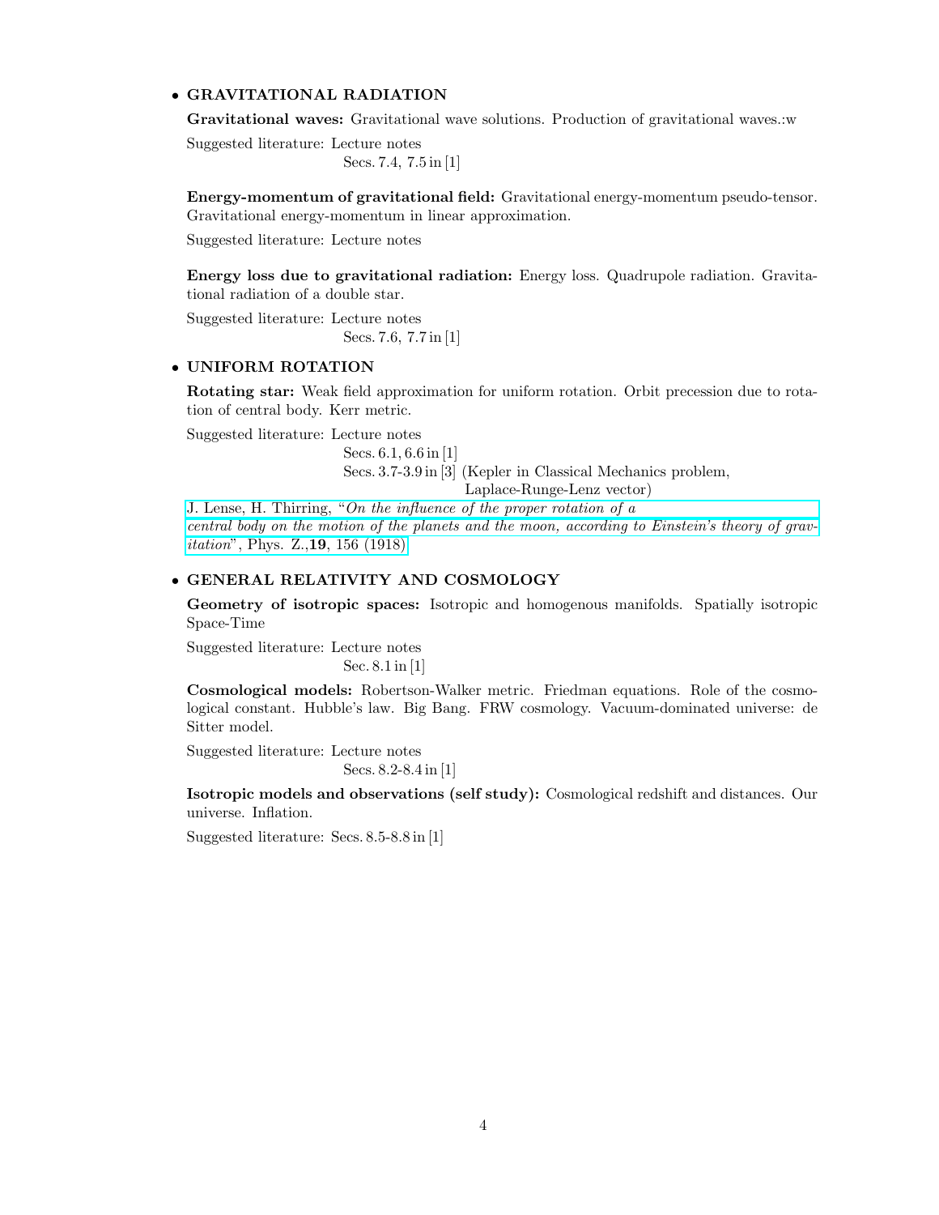- **GRAVITATIONAL RADIATION**

  **Gravitational waves:** Gravitational wave solutions. Production of gravitational waves.:w

  Suggested literature: Lecture notes
  Secs. 7.4, 7.5 in [1]

  **Energy-momentum of gravitational field:** Gravitational energy-momentum pseudo-tensor. Gravitational energy-momentum in linear approximation.

  Suggested literature: Lecture notes

  **Energy loss due to gravitational radiation:** Energy loss. Quadrupole radiation. Gravitational radiation of a double star.

  Suggested literature: Lecture notes
  Secs. 7.6, 7.7 in [1]

- **UNIFORM ROTATION**

  **Rotating star:** Weak field approximation for uniform rotation. Orbit precession due to rotation of central body. Kerr metric.

  Suggested literature: Lecture notes
  Secs. 6.1, 6.6 in [1]
  Secs. 3.7-3.9 in [3] (Kepler in Classical Mechanics problem, Laplace-Runge-Lenz vector)

  J. Lense, H. Thirring, "*On the influence of the proper rotation of a central body on the motion of the planets and the moon, according to Einstein's theory of gravitation*", Phys. Z.,**19**, 156 (1918)

- **GENERAL RELATIVITY AND COSMOLOGY**

  **Geometry of isotropic spaces:** Isotropic and homogenous manifolds. Spatially isotropic Space-Time

  Suggested literature: Lecture notes
  Sec. 8.1 in [1]

  **Cosmological models:** Robertson-Walker metric. Friedman equations. Role of the cosmological constant. Hubble's law. Big Bang. FRW cosmology. Vacuum-dominated universe: de Sitter model.

  Suggested literature: Lecture notes
  Secs. 8.2-8.4 in [1]

  **Isotropic models and observations (self study):** Cosmological redshift and distances. Our universe. Inflation.

  Suggested literature: Secs. 8.5-8.8 in [1]